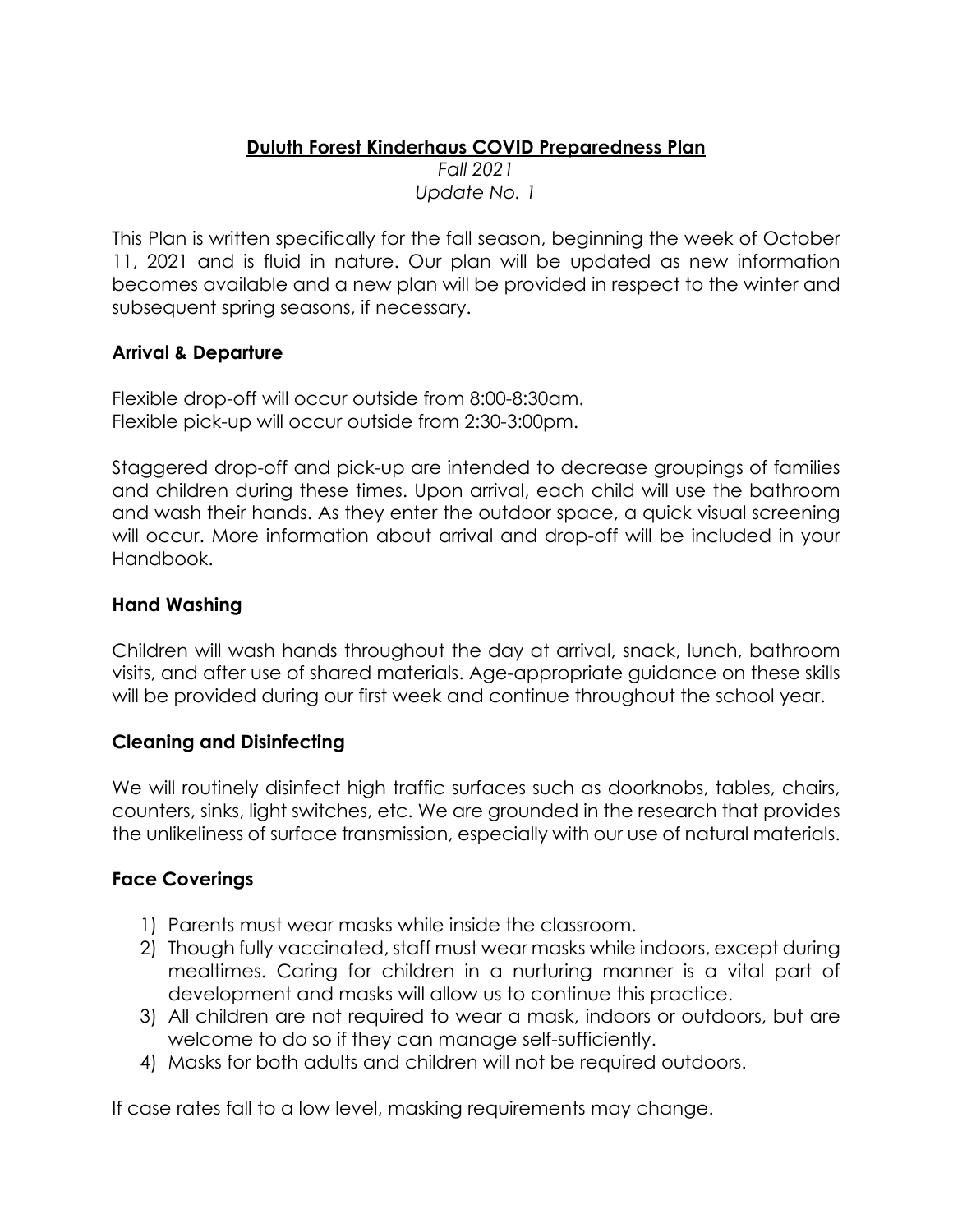# Duluth Forest Kinderhaus COVID Preparedness Plan

*Fall 2021*
*Update No. 1*

This Plan is written specifically for the fall season, beginning the week of October 11, 2021 and is fluid in nature. Our plan will be updated as new information becomes available and a new plan will be provided in respect to the winter and subsequent spring seasons, if necessary.

### Arrival & Departure

Flexible drop-off will occur outside from 8:00-8:30am.
Flexible pick-up will occur outside from 2:30-3:00pm.

Staggered drop-off and pick-up are intended to decrease groupings of families and children during these times. Upon arrival, each child will use the bathroom and wash their hands. As they enter the outdoor space, a quick visual screening will occur. More information about arrival and drop-off will be included in your Handbook.

### Hand Washing

Children will wash hands throughout the day at arrival, snack, lunch, bathroom visits, and after use of shared materials. Age-appropriate guidance on these skills will be provided during our first week and continue throughout the school year.

### Cleaning and Disinfecting

We will routinely disinfect high traffic surfaces such as doorknobs, tables, chairs, counters, sinks, light switches, etc. We are grounded in the research that provides the unlikeliness of surface transmission, especially with our use of natural materials.

### Face Coverings

1) Parents must wear masks while inside the classroom.
2) Though fully vaccinated, staff must wear masks while indoors, except during mealtimes. Caring for children in a nurturing manner is a vital part of development and masks will allow us to continue this practice.
3) All children are not required to wear a mask, indoors or outdoors, but are welcome to do so if they can manage self-sufficiently.
4) Masks for both adults and children will not be required outdoors.

If case rates fall to a low level, masking requirements may change.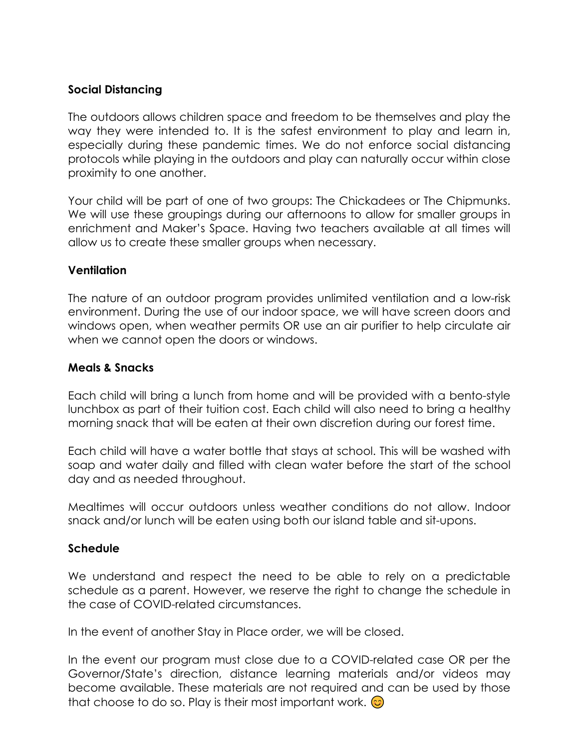**Social Distancing**

The outdoors allows children space and freedom to be themselves and play the way they were intended to. It is the safest environment to play and learn in, especially during these pandemic times. We do not enforce social distancing protocols while playing in the outdoors and play can naturally occur within close proximity to one another.

Your child will be part of one of two groups: The Chickadees or The Chipmunks. We will use these groupings during our afternoons to allow for smaller groups in enrichment and Maker's Space. Having two teachers available at all times will allow us to create these smaller groups when necessary.

**Ventilation**

The nature of an outdoor program provides unlimited ventilation and a low-risk environment. During the use of our indoor space, we will have screen doors and windows open, when weather permits OR use an air purifier to help circulate air when we cannot open the doors or windows.

**Meals & Snacks**

Each child will bring a lunch from home and will be provided with a bento-style lunchbox as part of their tuition cost. Each child will also need to bring a healthy morning snack that will be eaten at their own discretion during our forest time.

Each child will have a water bottle that stays at school. This will be washed with soap and water daily and filled with clean water before the start of the school day and as needed throughout.

Mealtimes will occur outdoors unless weather conditions do not allow. Indoor snack and/or lunch will be eaten using both our island table and sit-upons.

**Schedule**

We understand and respect the need to be able to rely on a predictable schedule as a parent. However, we reserve the right to change the schedule in the case of COVID-related circumstances.

In the event of another Stay in Place order, we will be closed.

In the event our program must close due to a COVID-related case OR per the Governor/State's direction, distance learning materials and/or videos may become available. These materials are not required and can be used by those that choose to do so. Play is their most important work. 😊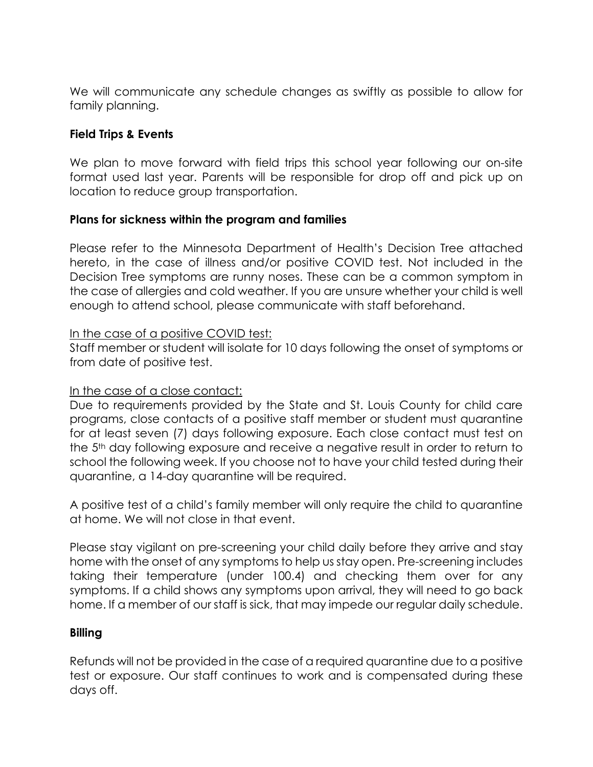We will communicate any schedule changes as swiftly as possible to allow for family planning.

**Field Trips & Events**

We plan to move forward with field trips this school year following our on-site format used last year. Parents will be responsible for drop off and pick up on location to reduce group transportation.

**Plans for sickness within the program and families**

Please refer to the Minnesota Department of Health's Decision Tree attached hereto, in the case of illness and/or positive COVID test. Not included in the Decision Tree symptoms are runny noses. These can be a common symptom in the case of allergies and cold weather. If you are unsure whether your child is well enough to attend school, please communicate with staff beforehand.

<u>In the case of a positive COVID test:</u>
Staff member or student will isolate for 10 days following the onset of symptoms or from date of positive test.

<u>In the case of a close contact:</u>
Due to requirements provided by the State and St. Louis County for child care programs, close contacts of a positive staff member or student must quarantine for at least seven (7) days following exposure. Each close contact must test on the 5th day following exposure and receive a negative result in order to return to school the following week. If you choose not to have your child tested during their quarantine, a 14-day quarantine will be required.

A positive test of a child's family member will only require the child to quarantine at home. We will not close in that event.

Please stay vigilant on pre-screening your child daily before they arrive and stay home with the onset of any symptoms to help us stay open. Pre-screening includes taking their temperature (under 100.4) and checking them over for any symptoms. If a child shows any symptoms upon arrival, they will need to go back home. If a member of our staff is sick, that may impede our regular daily schedule.

**Billing**

Refunds will not be provided in the case of a required quarantine due to a positive test or exposure. Our staff continues to work and is compensated during these days off.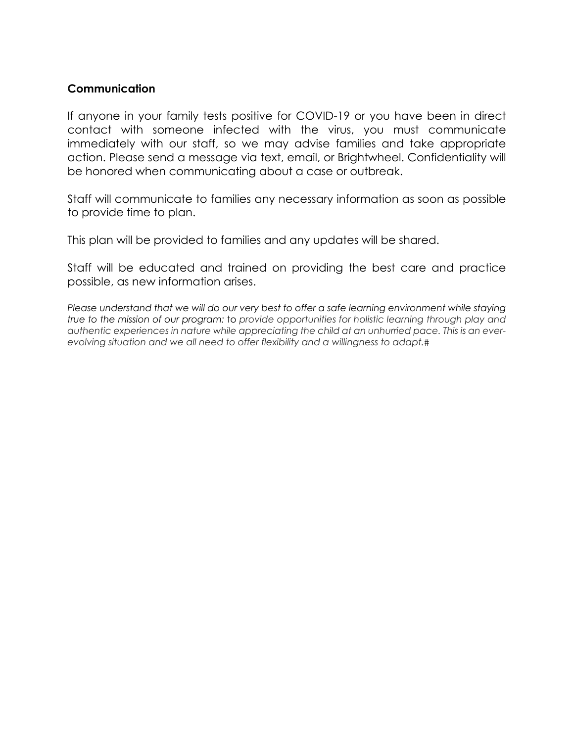**Communication**

If anyone in your family tests positive for COVID-19 or you have been in direct contact with someone infected with the virus, you must communicate immediately with our staff, so we may advise families and take appropriate action. Please send a message via text, email, or Brightwheel. Confidentiality will be honored when communicating about a case or outbreak.

Staff will communicate to families any necessary information as soon as possible to provide time to plan.

This plan will be provided to families and any updates will be shared.

Staff will be educated and trained on providing the best care and practice possible, as new information arises.

*Please understand that we will do our very best to offer a safe learning environment while staying true to the mission of our program:* to *provide opportunities for holistic learning through play and authentic experiences in nature while appreciating the child at an unhurried pace. This is an ever-evolving situation and we all need to offer flexibility and a willingness to adapt.*#